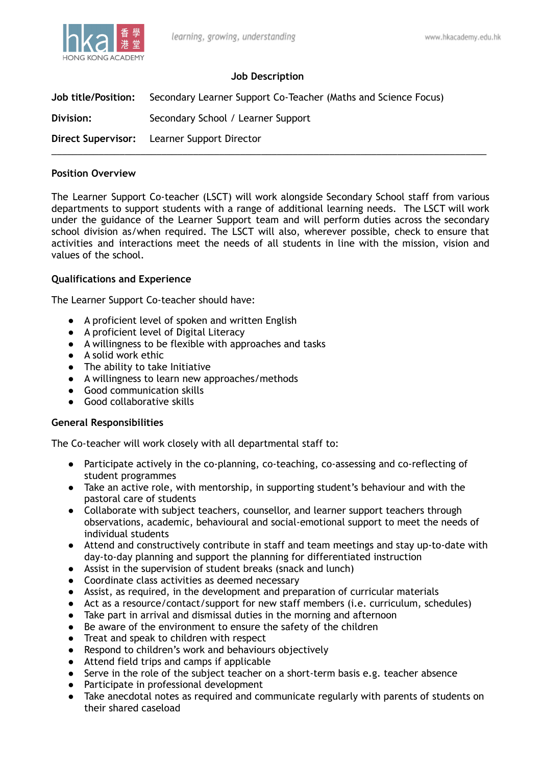# Job Description

**Job title/Position:** Secondary Learner Support Co-Teacher (Maths and Science Focus)

**Division:** Secondary School / Learner Support

**Direct Supervisor:** Learner Support Director

---

## Position Overview

The Learner Support Co-teacher (LSCT) will work alongside Secondary School staff from various departments to support students with a range of additional learning needs. The LSCT will work under the guidance of the Learner Support team and will perform duties across the secondary school division as/when required. The LSCT will also, wherever possible, check to ensure that activities and interactions meet the needs of all students in line with the mission, vision and values of the school.

## Qualifications and Experience

The Learner Support Co-teacher should have:

- A proficient level of spoken and written English
- A proficient level of Digital Literacy
- A willingness to be flexible with approaches and tasks
- A solid work ethic
- The ability to take Initiative
- A willingness to learn new approaches/methods
- Good communication skills
- Good collaborative skills

## General Responsibilities

The Co-teacher will work closely with all departmental staff to:

- Participate actively in the co-planning, co-teaching, co-assessing and co-reflecting of student programmes
- Take an active role, with mentorship, in supporting student's behaviour and with the pastoral care of students
- Collaborate with subject teachers, counsellor, and learner support teachers through observations, academic, behavioural and social-emotional support to meet the needs of individual students
- Attend and constructively contribute in staff and team meetings and stay up-to-date with day-to-day planning and support the planning for differentiated instruction
- Assist in the supervision of student breaks (snack and lunch)
- Coordinate class activities as deemed necessary
- Assist, as required, in the development and preparation of curricular materials
- Act as a resource/contact/support for new staff members (i.e. curriculum, schedules)
- Take part in arrival and dismissal duties in the morning and afternoon
- Be aware of the environment to ensure the safety of the children
- Treat and speak to children with respect
- Respond to children's work and behaviours objectively
- Attend field trips and camps if applicable
- Serve in the role of the subject teacher on a short-term basis e.g. teacher absence
- Participate in professional development
- Take anecdotal notes as required and communicate regularly with parents of students on their shared caseload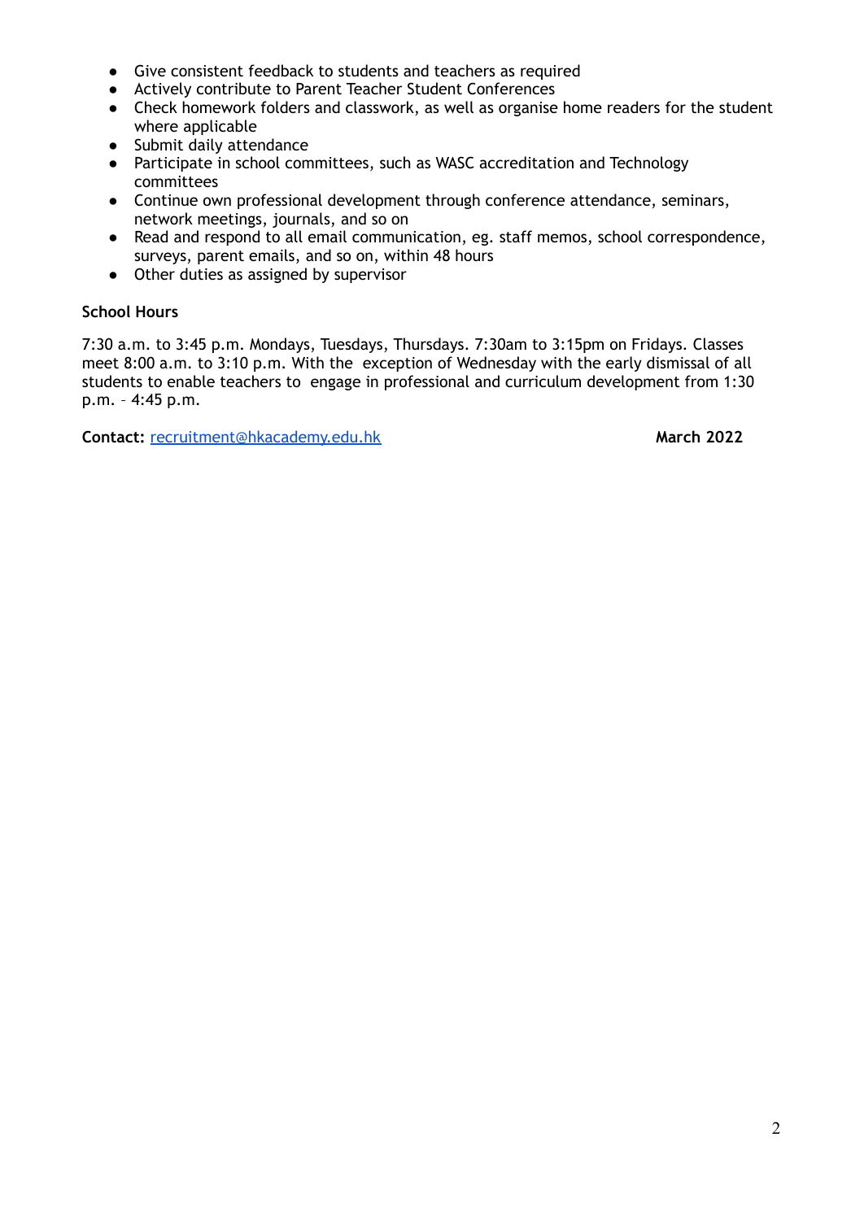- Give consistent feedback to students and teachers as required
- Actively contribute to Parent Teacher Student Conferences
- Check homework folders and classwork, as well as organise home readers for the student where applicable
- Submit daily attendance
- Participate in school committees, such as WASC accreditation and Technology committees
- Continue own professional development through conference attendance, seminars, network meetings, journals, and so on
- Read and respond to all email communication, eg. staff memos, school correspondence, surveys, parent emails, and so on, within 48 hours
- Other duties as assigned by supervisor

**School Hours**

7:30 a.m. to 3:45 p.m. Mondays, Tuesdays, Thursdays. 7:30am to 3:15pm on Fridays. Classes meet 8:00 a.m. to 3:10 p.m. With the exception of Wednesday with the early dismissal of all students to enable teachers to engage in professional and curriculum development from 1:30 p.m. – 4:45 p.m.

**Contact:** recruitment@hkacademy.edu.hk **March 2022**